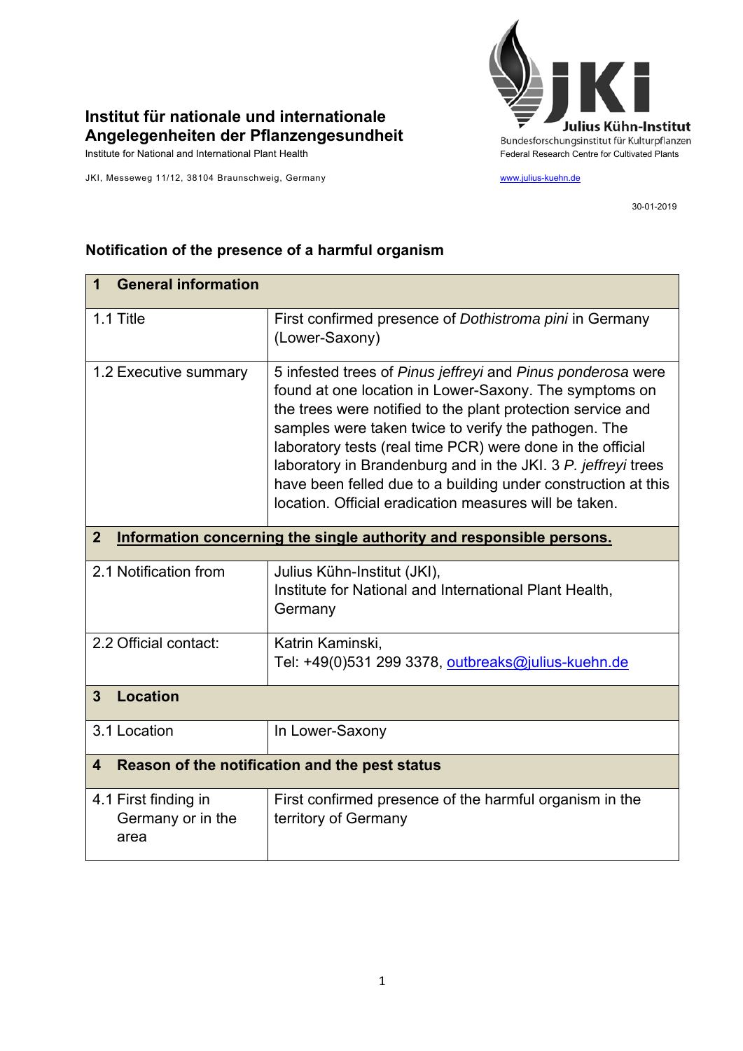**Institut für nationale und internationale Angelegenheiten der Pflanzengesundheit**

Institute for National and International Plant Health

JKI, Messeweg 11/12, 38104 Braunschweig, Germany

Julius Kühn-Institut

Bundesforschungsinstitut für Kulturpflanzen

Federal Research Centre for Cultivated Plants

www.julius-kuehn.de

30-01-2019

## Notification of the presence of a harmful organism

| | |
|---|---|
| **1 General information** | |
| 1.1 Title | First confirmed presence of *Dothistroma pini* in Germany (Lower-Saxony) |
| 1.2 Executive summary | 5 infested trees of *Pinus jeffreyi* and *Pinus ponderosa* were found at one location in Lower-Saxony. The symptoms on the trees were notified to the plant protection service and samples were taken twice to verify the pathogen. The laboratory tests (real time PCR) were done in the official laboratory in Brandenburg and in the JKI. 3 *P. jeffreyi* trees have been felled due to a building under construction at this location. Official eradication measures will be taken. |
| **2 Information concerning the single authority and responsible persons.** | |
| 2.1 Notification from | Julius Kühn-Institut (JKI), Institute for National and International Plant Health, Germany |
| 2.2 Official contact: | Katrin Kaminski, Tel: +49(0)531 299 3378, outbreaks@julius-kuehn.de |
| **3 Location** | |
| 3.1 Location | In Lower-Saxony |
| **4 Reason of the notification and the pest status** | |
| 4.1 First finding in Germany or in the area | First confirmed presence of the harmful organism in the territory of Germany |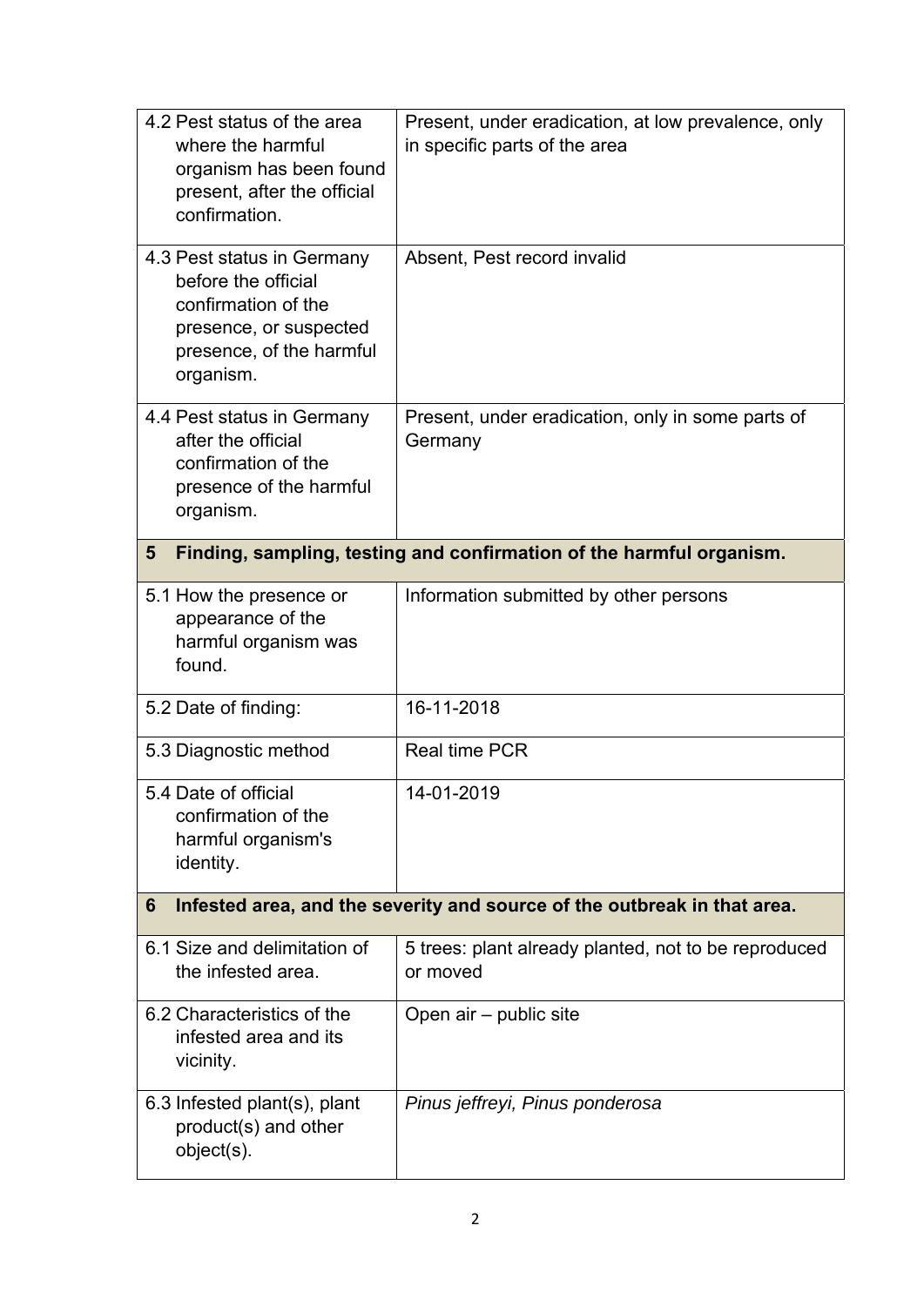| | |
|---|---|
| 4.2 Pest status of the area where the harmful organism has been found present, after the official confirmation. | Present, under eradication, at low prevalence, only in specific parts of the area |
| 4.3 Pest status in Germany before the official confirmation of the presence, or suspected presence, of the harmful organism. | Absent, Pest record invalid |
| 4.4 Pest status in Germany after the official confirmation of the presence of the harmful organism. | Present, under eradication, only in some parts of Germany |
| **5 Finding, sampling, testing and confirmation of the harmful organism.** | |
| 5.1 How the presence or appearance of the harmful organism was found. | Information submitted by other persons |
| 5.2 Date of finding: | 16-11-2018 |
| 5.3 Diagnostic method | Real time PCR |
| 5.4 Date of official confirmation of the harmful organism's identity. | 14-01-2019 |
| **6 Infested area, and the severity and source of the outbreak in that area.** | |
| 6.1 Size and delimitation of the infested area. | 5 trees: plant already planted, not to be reproduced or moved |
| 6.2 Characteristics of the infested area and its vicinity. | Open air – public site |
| 6.3 Infested plant(s), plant product(s) and other object(s). | *Pinus jeffreyi, Pinus ponderosa* |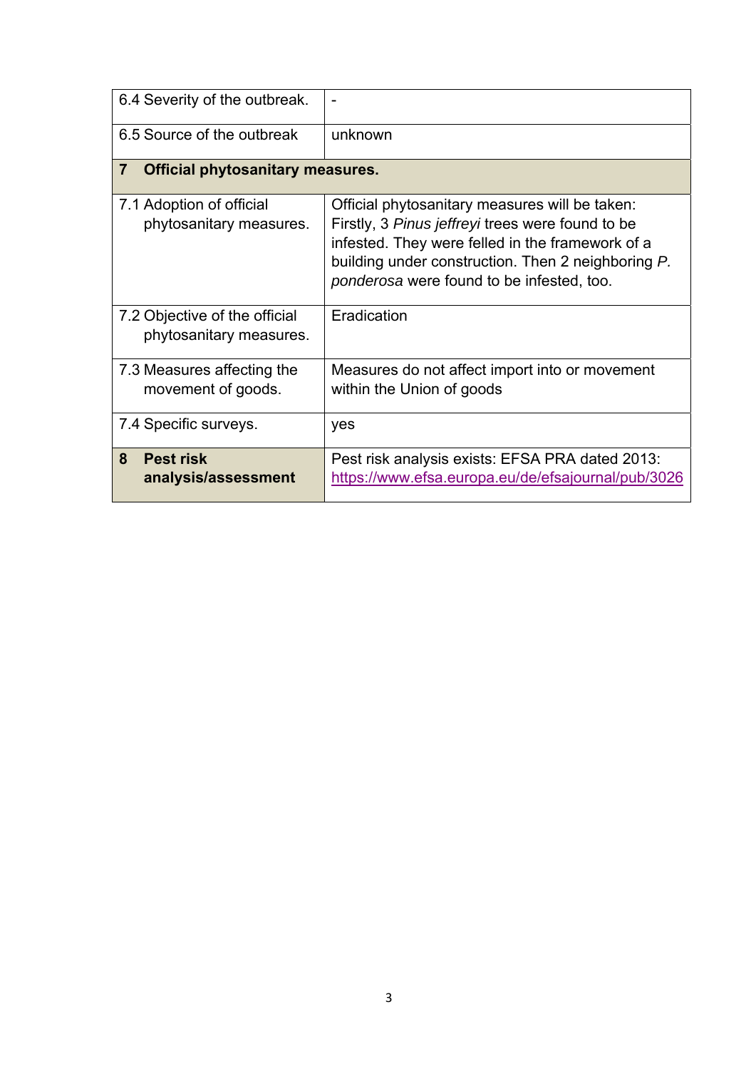| | |
|---|---|
| 6.4 Severity of the outbreak. | - |
| 6.5 Source of the outbreak | unknown |
| **7 Official phytosanitary measures.** | |
| 7.1 Adoption of official phytosanitary measures. | Official phytosanitary measures will be taken: Firstly, 3 *Pinus jeffreyi* trees were found to be infested. They were felled in the framework of a building under construction. Then 2 neighboring *P. ponderosa* were found to be infested, too. |
| 7.2 Objective of the official phytosanitary measures. | Eradication |
| 7.3 Measures affecting the movement of goods. | Measures do not affect import into or movement within the Union of goods |
| 7.4 Specific surveys. | yes |
| **8 Pest risk analysis/assessment** | Pest risk analysis exists: EFSA PRA dated 2013: https://www.efsa.europa.eu/de/efsajournal/pub/3026 |